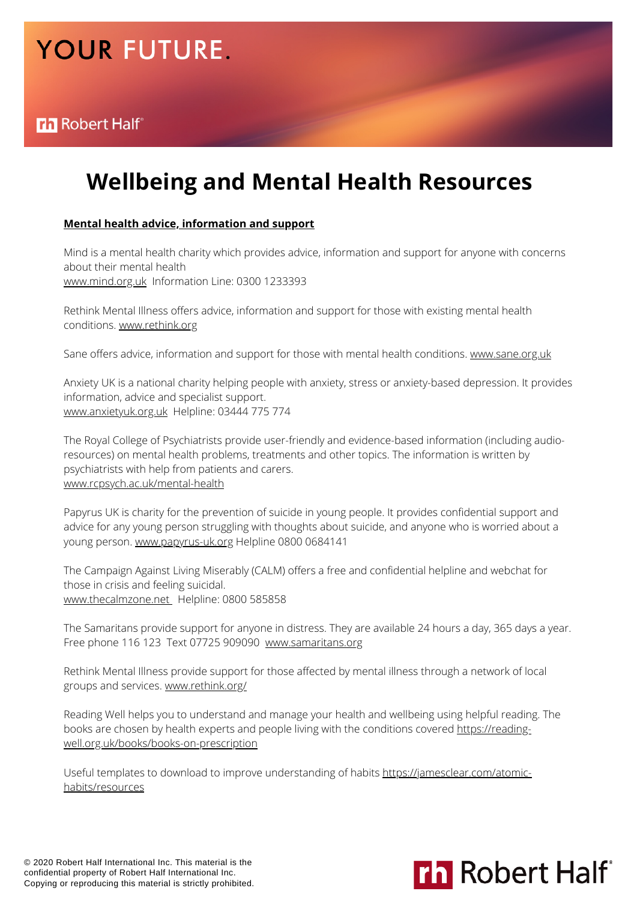YOUR FUTURE.

Robert Half

# Wellbeing and Mental Health Resources

**Mental health advice, information and support**

Mind is a mental health charity which provides advice, information and support for anyone with concerns about their mental health
www.mind.org.uk Information Line: 0300 1233393

Rethink Mental Illness offers advice, information and support for those with existing mental health conditions. www.rethink.org

Sane offers advice, information and support for those with mental health conditions. www.sane.org.uk

Anxiety UK is a national charity helping people with anxiety, stress or anxiety-based depression. It provides information, advice and specialist support.
www.anxietyuk.org.uk Helpline: 03444 775 774

The Royal College of Psychiatrists provide user-friendly and evidence-based information (including audio-resources) on mental health problems, treatments and other topics. The information is written by psychiatrists with help from patients and carers.
www.rcpsych.ac.uk/mental-health

Papyrus UK is charity for the prevention of suicide in young people. It provides confidential support and advice for any young person struggling with thoughts about suicide, and anyone who is worried about a young person. www.papyrus-uk.org Helpline 0800 0684141

The Campaign Against Living Miserably (CALM) offers a free and confidential helpline and webchat for those in crisis and feeling suicidal.
www.thecalmzone.net Helpline: 0800 585858

The Samaritans provide support for anyone in distress. They are available 24 hours a day, 365 days a year. Free phone 116 123 Text 07725 909090 www.samaritans.org

Rethink Mental Illness provide support for those affected by mental illness through a network of local groups and services. www.rethink.org/

Reading Well helps you to understand and manage your health and wellbeing using helpful reading. The books are chosen by health experts and people living with the conditions covered https://reading-well.org.uk/books/books-on-prescription

Useful templates to download to improve understanding of habits https://jamesclear.com/atomic-habits/resources

© 2020 Robert Half International Inc. This material is the confidential property of Robert Half International Inc. Copying or reproducing this material is strictly prohibited.

Robert Half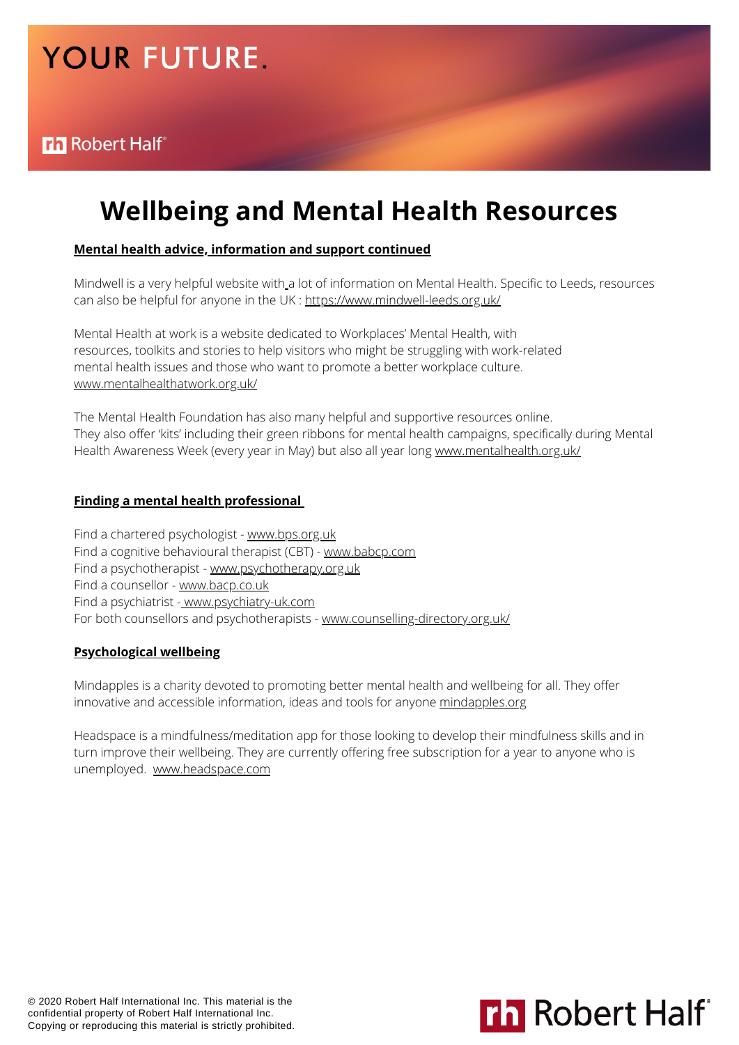# Wellbeing and Mental Health Resources

**Mental health advice, information and support continued**

Mindwell is a very helpful website with a lot of information on Mental Health. Specific to Leeds, resources can also be helpful for anyone in the UK : https://www.mindwell-leeds.org.uk/

Mental Health at work is a website dedicated to Workplaces' Mental Health, with resources, toolkits and stories to help visitors who might be struggling with work-related mental health issues and those who want to promote a better workplace culture. www.mentalhealthatwork.org.uk/

The Mental Health Foundation has also many helpful and supportive resources online. They also offer 'kits' including their green ribbons for mental health campaigns, specifically during Mental Health Awareness Week (every year in May) but also all year long www.mentalhealth.org.uk/

**Finding a mental health professional**

Find a chartered psychologist - www.bps.org.uk
Find a cognitive behavioural therapist (CBT) - www.babcp.com
Find a psychotherapist - www.psychotherapy.org.uk
Find a counsellor - www.bacp.co.uk
Find a psychiatrist - www.psychiatry-uk.com
For both counsellors and psychotherapists - www.counselling-directory.org.uk/

**Psychological wellbeing**

Mindapples is a charity devoted to promoting better mental health and wellbeing for all. They offer innovative and accessible information, ideas and tools for anyone mindapples.org

Headspace is a mindfulness/meditation app for those looking to develop their mindfulness skills and in turn improve their wellbeing. They are currently offering free subscription for a year to anyone who is unemployed. www.headspace.com

© 2020 Robert Half International Inc. This material is the confidential property of Robert Half International Inc. Copying or reproducing this material is strictly prohibited.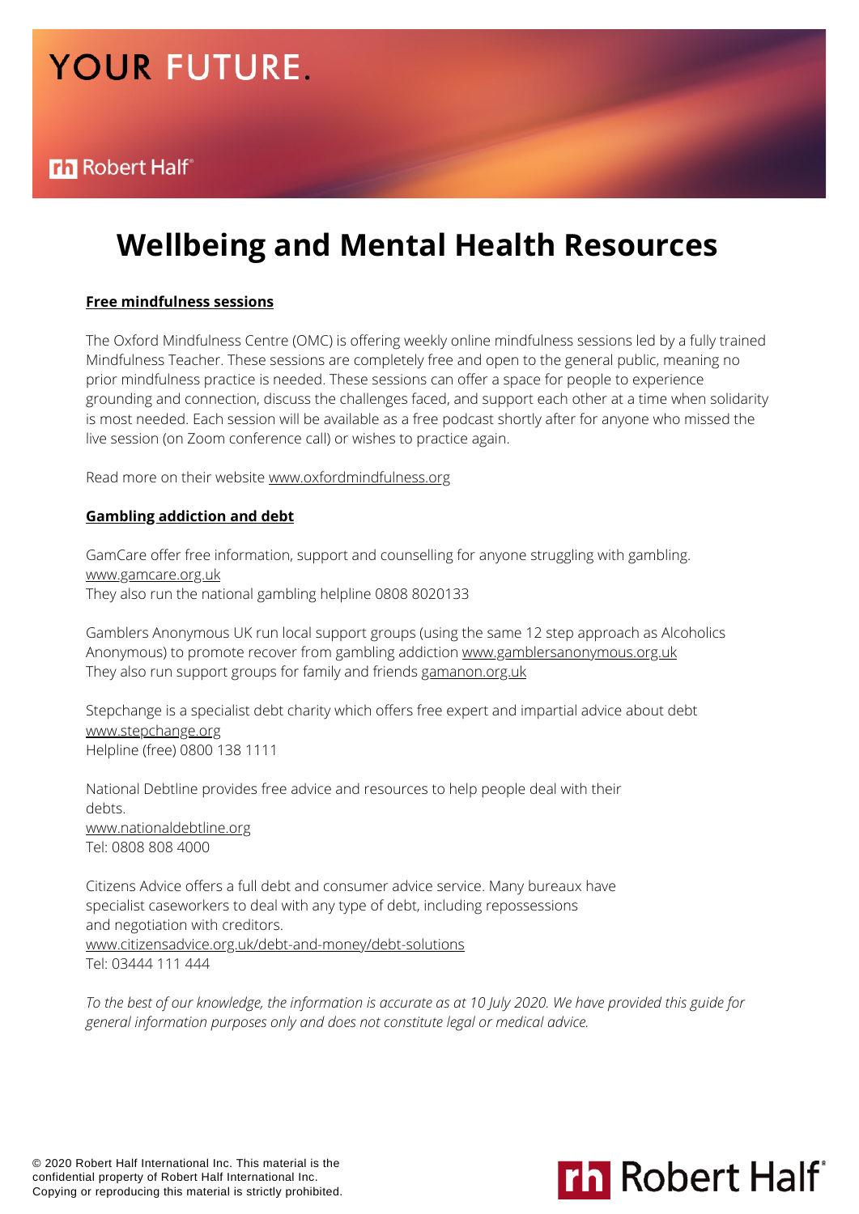# Wellbeing and Mental Health Resources

**Free mindfulness sessions**

The Oxford Mindfulness Centre (OMC) is offering weekly online mindfulness sessions led by a fully trained Mindfulness Teacher. These sessions are completely free and open to the general public, meaning no prior mindfulness practice is needed. These sessions can offer a space for people to experience grounding and connection, discuss the challenges faced, and support each other at a time when solidarity is most needed. Each session will be available as a free podcast shortly after for anyone who missed the live session (on Zoom conference call) or wishes to practice again.

Read more on their website www.oxfordmindfulness.org

**Gambling addiction and debt**

GamCare offer free information, support and counselling for anyone struggling with gambling.
www.gamcare.org.uk
They also run the national gambling helpline 0808 8020133

Gamblers Anonymous UK run local support groups (using the same 12 step approach as Alcoholics Anonymous) to promote recover from gambling addiction www.gamblersanonymous.org.uk
They also run support groups for family and friends gamanon.org.uk

Stepchange is a specialist debt charity which offers free expert and impartial advice about debt
www.stepchange.org
Helpline (free) 0800 138 1111

National Debtline provides free advice and resources to help people deal with their debts.
www.nationaldebtline.org
Tel: 0808 808 4000

Citizens Advice offers a full debt and consumer advice service. Many bureaux have specialist caseworkers to deal with any type of debt, including repossessions and negotiation with creditors.
www.citizensadvice.org.uk/debt-and-money/debt-solutions
Tel: 03444 111 444

*To the best of our knowledge, the information is accurate as at 10 July 2020. We have provided this guide for general information purposes only and does not constitute legal or medical advice.*

© 2020 Robert Half International Inc. This material is the confidential property of Robert Half International Inc. Copying or reproducing this material is strictly prohibited.